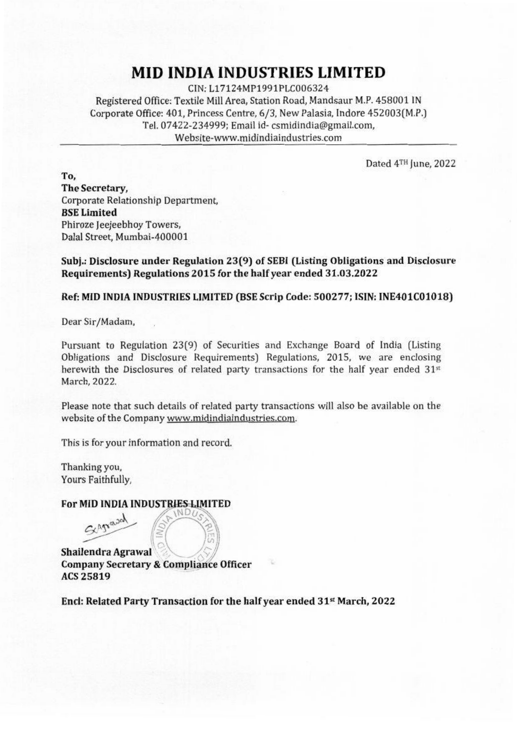# MID INDIA INDUSTRIES LIMITED

CIN: L17124MP1991PLC006324
Registered Office: Textile Mill Area, Station Road, Mandsaur M.P. 458001 IN
Corporate Office: 401, Princess Centre, 6/3, New Palasia, Indore 452003(M.P.)
Tel. 07422-234999; Email id- csmidindia@gmail.com,
Website-www.midindiaindustries.com

Dated 4TH June, 2022

**To,**
**The Secretary,**
Corporate Relationship Department,
**BSE Limited**
Phiroze Jeejeebhoy Towers,
Dalal Street, Mumbai-400001

**Subj.: Disclosure under Regulation 23(9) of SEBI (Listing Obligations and Disclosure Requirements) Regulations 2015 for the half year ended 31.03.2022**

**Ref: MID INDIA INDUSTRIES LIMITED (BSE Scrip Code: 500277; ISIN: INE401C01018)**

Dear Sir/Madam,

Pursuant to Regulation 23(9) of Securities and Exchange Board of India (Listing Obligations and Disclosure Requirements) Regulations, 2015, we are enclosing herewith the Disclosures of related party transactions for the half year ended 31st March, 2022.

Please note that such details of related party transactions will also be available on the website of the Company www.midindiaindustries.com.

This is for your information and record.

Thanking you,
Yours Faithfully,

**For MID INDIA INDUSTRIES LIMITED**

**Shailendra Agrawal**
**Company Secretary & Compliance Officer**
**ACS 25819**

**Encl: Related Party Transaction for the half year ended 31st March, 2022**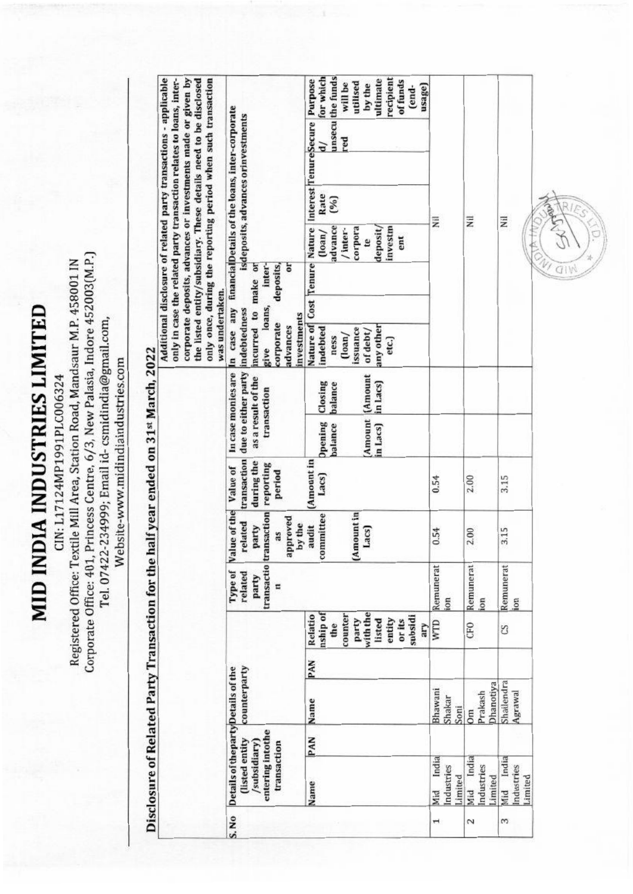# MID INDIA INDUSTRIES LIMITED

CIN: L17124MP1991PLC006324

Registered Office: Textile Mill Area, Station Road, Mandsaur M.P. 458001 IN

Corporate Office: 401, Princess Centre, 6/3, New Palasia, Indore 452003(M.P.)

Tel. 07422-234999; Email id- csmidindia@gmail.com,

Website-www.midindiaindustries.com

## Disclosure of Related Party Transaction for the half year ended on 31st March, 2022

| S. No | Details of the party (listed entity /subsidiary) entering into the transaction | | Details of the counterparty | | | Type of related party transaction | Value of the related party transaction as approved by the audit committee | Value of transaction during the reporting period | In case monies are due to either party as a result of the transaction | | Additional disclosure of related party transactions - applicable only in case the related party transaction relates to loans, inter-corporate deposits, advances or investments made or given by the listed entity/subsidiary. These details need to be disclosed only once, during the reporting period when such transaction was undertaken. | | | | | | | |
|---|---|---|---|---|---|---|---|---|---|---|---|---|---|---|---|---|---|---|
| | | | | | | | | | | | In case any financial indebtedness is incurred to make or give loans, inter-corporate deposits, advances or investments | | | Details of the loans, inter-corporate deposits, advances or investments | | | | |
| | Name | PAN | Name | PAN | Relationship of the counter party with the listed entity or its subsidiary | | (Amount in Lacs) | (Amount in Lacs) | Opening balance (Amount in Lacs) | Closing balance (Amount in Lacs) | Nature of indebtedness (loan/ issuance of debt/ any other etc.) | Cost | Tenure | Nature (loan/ advance/ inter-corporate deposit/ investment | Interest Rate (%) | Tenure | Secured/ unsecured | Purpose for which the funds will be utilised by the ultimate recipient of funds (end-usage) |
| 1 | Mid India Industries Limited | | Bhawani Shakar Soni | | WTD | Remuneration | 0.54 | 0.54 | | | | | | | Nil | | | |
| 2 | Mid India Industries Limited | | Om Prakash Dhanotiya | | CFO | Remuneration | 2.00 | 2.00 | | | | | | | Nil | | | |
| 3 | Mid India Industries Limited | | Shailendra Agrawal | | CS | Remuneration | 3.15 | 3.15 | | | | | | | Nil | | | |